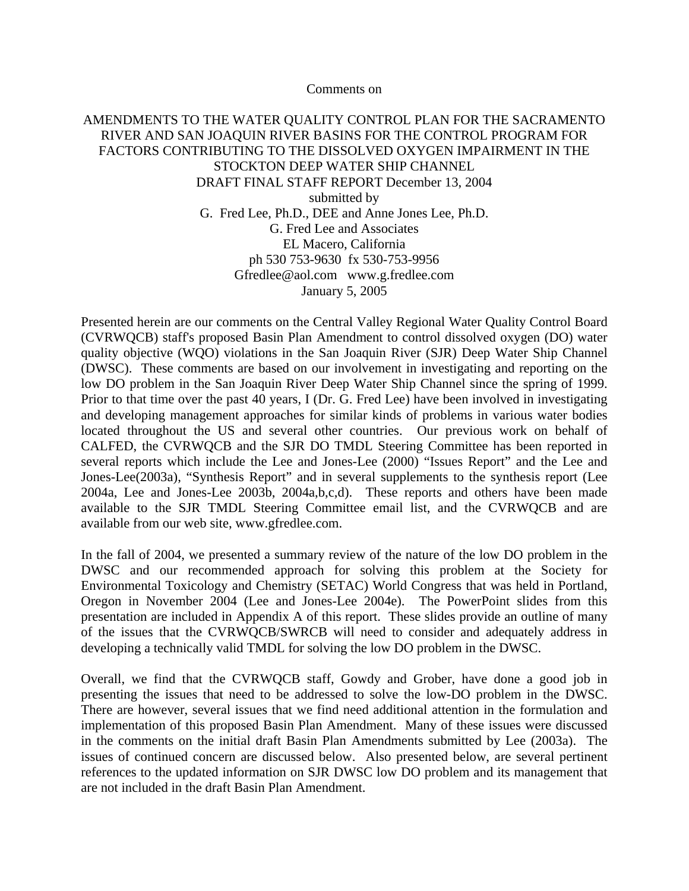Comments on

# AMENDMENTS TO THE WATER QUALITY CONTROL PLAN FOR THE SACRAMENTO RIVER AND SAN JOAQUIN RIVER BASINS FOR THE CONTROL PROGRAM FOR FACTORS CONTRIBUTING TO THE DISSOLVED OXYGEN IMPAIRMENT IN THE STOCKTON DEEP WATER SHIP CHANNEL

DRAFT FINAL STAFF REPORT December 13, 2004

submitted by

G. Fred Lee, Ph.D., DEE and Anne Jones Lee, Ph.D.

G. Fred Lee and Associates

EL Macero, California

ph 530 753-9630 fx 530-753-9956

Gfredlee@aol.com www.g.fredlee.com

January 5, 2005

Presented herein are our comments on the Central Valley Regional Water Quality Control Board (CVRWQCB) staff's proposed Basin Plan Amendment to control dissolved oxygen (DO) water quality objective (WQO) violations in the San Joaquin River (SJR) Deep Water Ship Channel (DWSC). These comments are based on our involvement in investigating and reporting on the low DO problem in the San Joaquin River Deep Water Ship Channel since the spring of 1999. Prior to that time over the past 40 years, I (Dr. G. Fred Lee) have been involved in investigating and developing management approaches for similar kinds of problems in various water bodies located throughout the US and several other countries. Our previous work on behalf of CALFED, the CVRWQCB and the SJR DO TMDL Steering Committee has been reported in several reports which include the Lee and Jones-Lee (2000) "Issues Report" and the Lee and Jones-Lee(2003a), "Synthesis Report" and in several supplements to the synthesis report (Lee 2004a, Lee and Jones-Lee 2003b, 2004a,b,c,d). These reports and others have been made available to the SJR TMDL Steering Committee email list, and the CVRWQCB and are available from our web site, www.gfredlee.com.

In the fall of 2004, we presented a summary review of the nature of the low DO problem in the DWSC and our recommended approach for solving this problem at the Society for Environmental Toxicology and Chemistry (SETAC) World Congress that was held in Portland, Oregon in November 2004 (Lee and Jones-Lee 2004e). The PowerPoint slides from this presentation are included in Appendix A of this report. These slides provide an outline of many of the issues that the CVRWQCB/SWRCB will need to consider and adequately address in developing a technically valid TMDL for solving the low DO problem in the DWSC.

Overall, we find that the CVRWQCB staff, Gowdy and Grober, have done a good job in presenting the issues that need to be addressed to solve the low-DO problem in the DWSC. There are however, several issues that we find need additional attention in the formulation and implementation of this proposed Basin Plan Amendment. Many of these issues were discussed in the comments on the initial draft Basin Plan Amendments submitted by Lee (2003a). The issues of continued concern are discussed below. Also presented below, are several pertinent references to the updated information on SJR DWSC low DO problem and its management that are not included in the draft Basin Plan Amendment.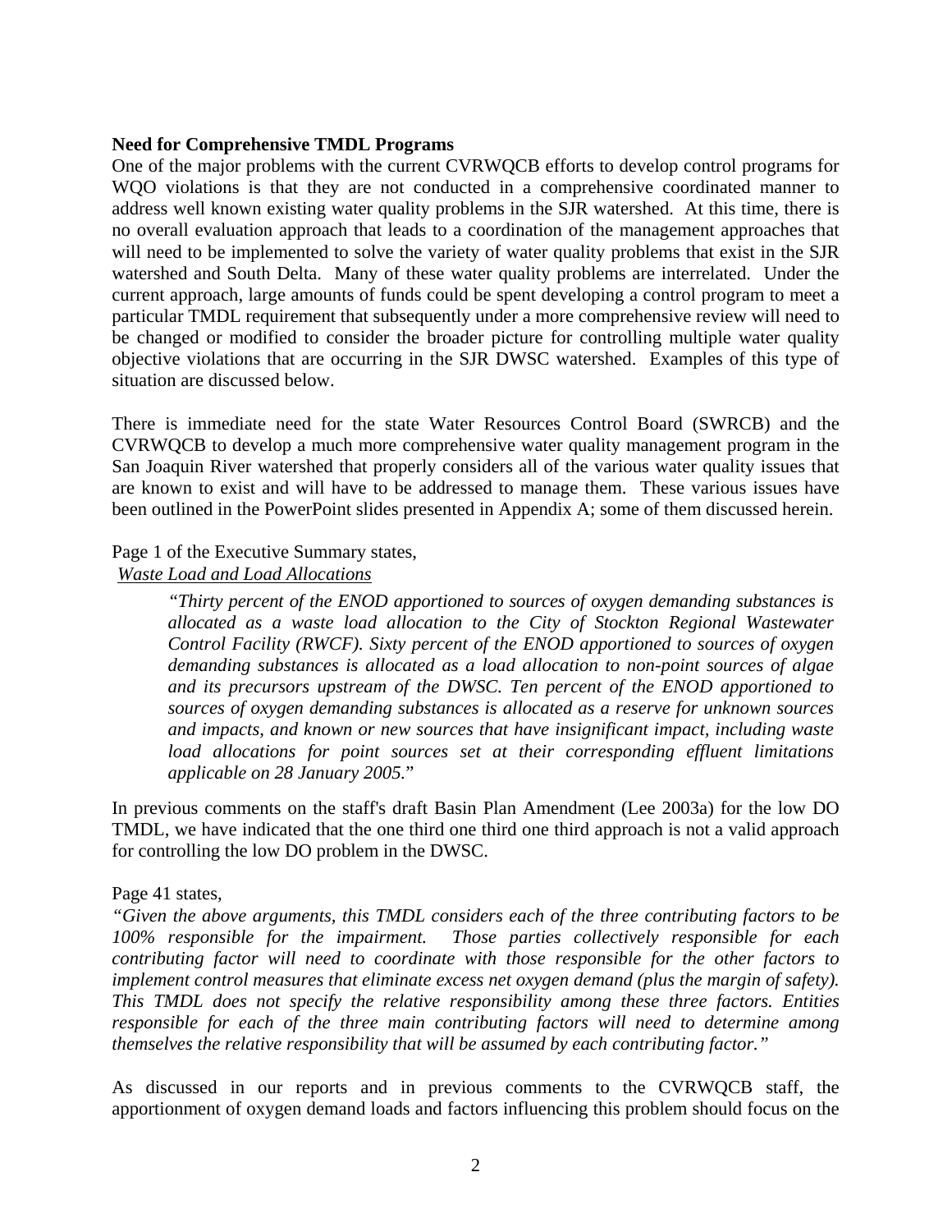**Need for Comprehensive TMDL Programs**

One of the major problems with the current CVRWQCB efforts to develop control programs for WQO violations is that they are not conducted in a comprehensive coordinated manner to address well known existing water quality problems in the SJR watershed. At this time, there is no overall evaluation approach that leads to a coordination of the management approaches that will need to be implemented to solve the variety of water quality problems that exist in the SJR watershed and South Delta. Many of these water quality problems are interrelated. Under the current approach, large amounts of funds could be spent developing a control program to meet a particular TMDL requirement that subsequently under a more comprehensive review will need to be changed or modified to consider the broader picture for controlling multiple water quality objective violations that are occurring in the SJR DWSC watershed. Examples of this type of situation are discussed below.

There is immediate need for the state Water Resources Control Board (SWRCB) and the CVRWQCB to develop a much more comprehensive water quality management program in the San Joaquin River watershed that properly considers all of the various water quality issues that are known to exist and will have to be addressed to manage them. These various issues have been outlined in the PowerPoint slides presented in Appendix A; some of them discussed herein.

Page 1 of the Executive Summary states,

<u>*Waste Load and Load Allocations*</u>

> *"Thirty percent of the ENOD apportioned to sources of oxygen demanding substances is allocated as a waste load allocation to the City of Stockton Regional Wastewater Control Facility (RWCF). Sixty percent of the ENOD apportioned to sources of oxygen demanding substances is allocated as a load allocation to non-point sources of algae and its precursors upstream of the DWSC. Ten percent of the ENOD apportioned to sources of oxygen demanding substances is allocated as a reserve for unknown sources and impacts, and known or new sources that have insignificant impact, including waste load allocations for point sources set at their corresponding effluent limitations applicable on 28 January 2005."*

In previous comments on the staff's draft Basin Plan Amendment (Lee 2003a) for the low DO TMDL, we have indicated that the one third one third one third approach is not a valid approach for controlling the low DO problem in the DWSC.

Page 41 states,

*"Given the above arguments, this TMDL considers each of the three contributing factors to be 100% responsible for the impairment. Those parties collectively responsible for each contributing factor will need to coordinate with those responsible for the other factors to implement control measures that eliminate excess net oxygen demand (plus the margin of safety). This TMDL does not specify the relative responsibility among these three factors. Entities responsible for each of the three main contributing factors will need to determine among themselves the relative responsibility that will be assumed by each contributing factor."*

As discussed in our reports and in previous comments to the CVRWQCB staff, the apportionment of oxygen demand loads and factors influencing this problem should focus on the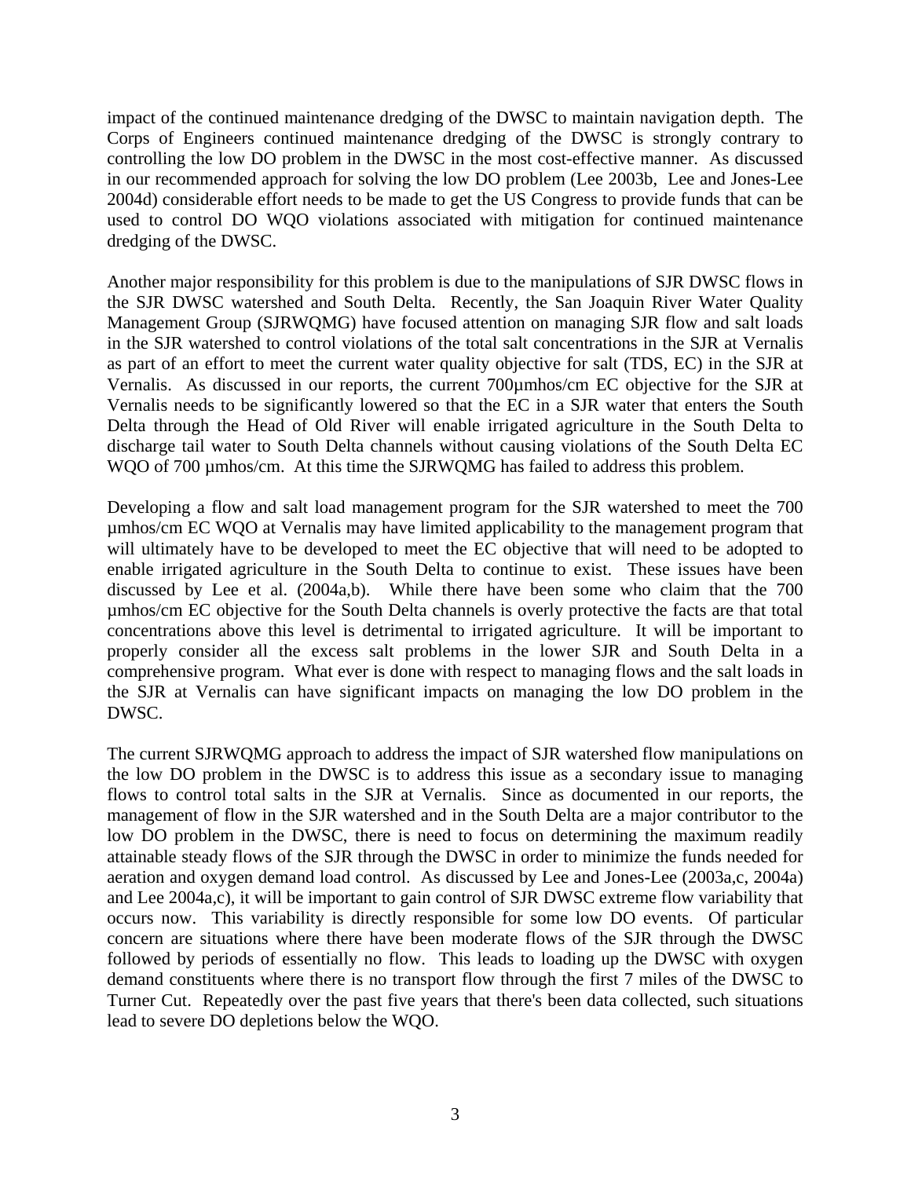impact of the continued maintenance dredging of the DWSC to maintain navigation depth. The Corps of Engineers continued maintenance dredging of the DWSC is strongly contrary to controlling the low DO problem in the DWSC in the most cost-effective manner. As discussed in our recommended approach for solving the low DO problem (Lee 2003b, Lee and Jones-Lee 2004d) considerable effort needs to be made to get the US Congress to provide funds that can be used to control DO WQO violations associated with mitigation for continued maintenance dredging of the DWSC.

Another major responsibility for this problem is due to the manipulations of SJR DWSC flows in the SJR DWSC watershed and South Delta. Recently, the San Joaquin River Water Quality Management Group (SJRWQMG) have focused attention on managing SJR flow and salt loads in the SJR watershed to control violations of the total salt concentrations in the SJR at Vernalis as part of an effort to meet the current water quality objective for salt (TDS, EC) in the SJR at Vernalis. As discussed in our reports, the current 700µmhos/cm EC objective for the SJR at Vernalis needs to be significantly lowered so that the EC in a SJR water that enters the South Delta through the Head of Old River will enable irrigated agriculture in the South Delta to discharge tail water to South Delta channels without causing violations of the South Delta EC WQO of 700 µmhos/cm. At this time the SJRWQMG has failed to address this problem.

Developing a flow and salt load management program for the SJR watershed to meet the 700 µmhos/cm EC WQO at Vernalis may have limited applicability to the management program that will ultimately have to be developed to meet the EC objective that will need to be adopted to enable irrigated agriculture in the South Delta to continue to exist. These issues have been discussed by Lee et al. (2004a,b). While there have been some who claim that the 700 µmhos/cm EC objective for the South Delta channels is overly protective the facts are that total concentrations above this level is detrimental to irrigated agriculture. It will be important to properly consider all the excess salt problems in the lower SJR and South Delta in a comprehensive program. What ever is done with respect to managing flows and the salt loads in the SJR at Vernalis can have significant impacts on managing the low DO problem in the DWSC.

The current SJRWQMG approach to address the impact of SJR watershed flow manipulations on the low DO problem in the DWSC is to address this issue as a secondary issue to managing flows to control total salts in the SJR at Vernalis. Since as documented in our reports, the management of flow in the SJR watershed and in the South Delta are a major contributor to the low DO problem in the DWSC, there is need to focus on determining the maximum readily attainable steady flows of the SJR through the DWSC in order to minimize the funds needed for aeration and oxygen demand load control. As discussed by Lee and Jones-Lee (2003a,c, 2004a) and Lee 2004a,c), it will be important to gain control of SJR DWSC extreme flow variability that occurs now. This variability is directly responsible for some low DO events. Of particular concern are situations where there have been moderate flows of the SJR through the DWSC followed by periods of essentially no flow. This leads to loading up the DWSC with oxygen demand constituents where there is no transport flow through the first 7 miles of the DWSC to Turner Cut. Repeatedly over the past five years that there's been data collected, such situations lead to severe DO depletions below the WQO.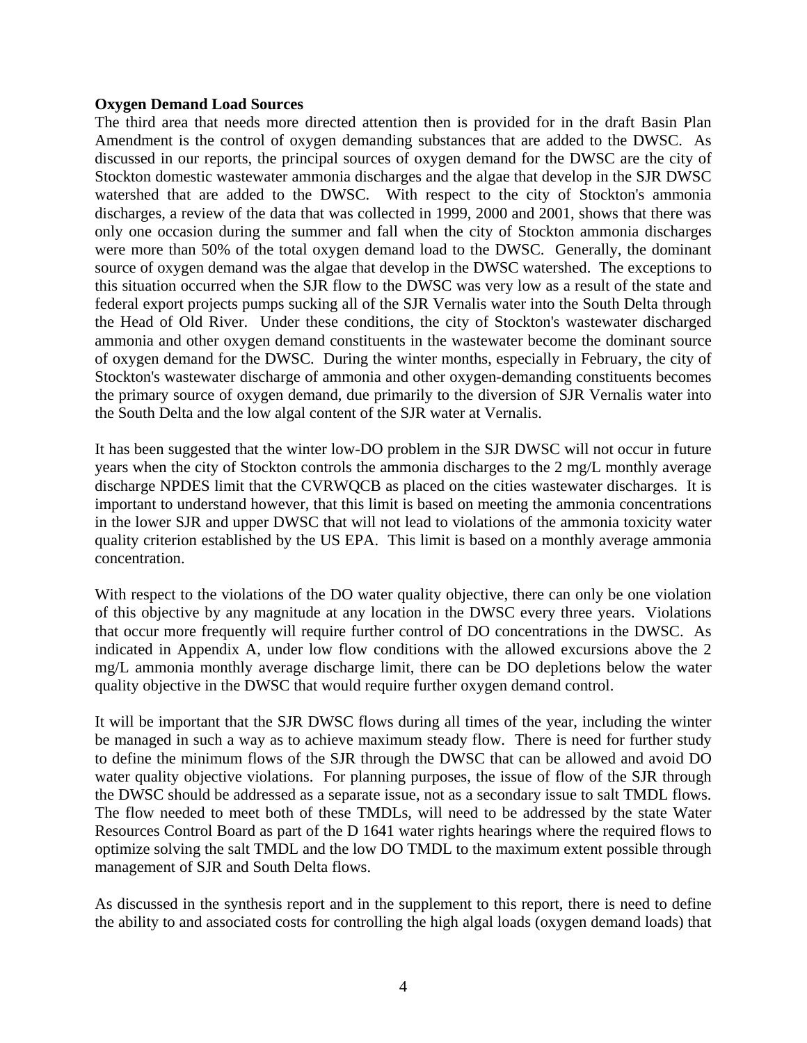**Oxygen Demand Load Sources**

The third area that needs more directed attention then is provided for in the draft Basin Plan Amendment is the control of oxygen demanding substances that are added to the DWSC. As discussed in our reports, the principal sources of oxygen demand for the DWSC are the city of Stockton domestic wastewater ammonia discharges and the algae that develop in the SJR DWSC watershed that are added to the DWSC. With respect to the city of Stockton's ammonia discharges, a review of the data that was collected in 1999, 2000 and 2001, shows that there was only one occasion during the summer and fall when the city of Stockton ammonia discharges were more than 50% of the total oxygen demand load to the DWSC. Generally, the dominant source of oxygen demand was the algae that develop in the DWSC watershed. The exceptions to this situation occurred when the SJR flow to the DWSC was very low as a result of the state and federal export projects pumps sucking all of the SJR Vernalis water into the South Delta through the Head of Old River. Under these conditions, the city of Stockton's wastewater discharged ammonia and other oxygen demand constituents in the wastewater become the dominant source of oxygen demand for the DWSC. During the winter months, especially in February, the city of Stockton's wastewater discharge of ammonia and other oxygen-demanding constituents becomes the primary source of oxygen demand, due primarily to the diversion of SJR Vernalis water into the South Delta and the low algal content of the SJR water at Vernalis.

It has been suggested that the winter low-DO problem in the SJR DWSC will not occur in future years when the city of Stockton controls the ammonia discharges to the 2 mg/L monthly average discharge NPDES limit that the CVRWQCB as placed on the cities wastewater discharges. It is important to understand however, that this limit is based on meeting the ammonia concentrations in the lower SJR and upper DWSC that will not lead to violations of the ammonia toxicity water quality criterion established by the US EPA. This limit is based on a monthly average ammonia concentration.

With respect to the violations of the DO water quality objective, there can only be one violation of this objective by any magnitude at any location in the DWSC every three years. Violations that occur more frequently will require further control of DO concentrations in the DWSC. As indicated in Appendix A, under low flow conditions with the allowed excursions above the 2 mg/L ammonia monthly average discharge limit, there can be DO depletions below the water quality objective in the DWSC that would require further oxygen demand control.

It will be important that the SJR DWSC flows during all times of the year, including the winter be managed in such a way as to achieve maximum steady flow. There is need for further study to define the minimum flows of the SJR through the DWSC that can be allowed and avoid DO water quality objective violations. For planning purposes, the issue of flow of the SJR through the DWSC should be addressed as a separate issue, not as a secondary issue to salt TMDL flows. The flow needed to meet both of these TMDLs, will need to be addressed by the state Water Resources Control Board as part of the D 1641 water rights hearings where the required flows to optimize solving the salt TMDL and the low DO TMDL to the maximum extent possible through management of SJR and South Delta flows.

As discussed in the synthesis report and in the supplement to this report, there is need to define the ability to and associated costs for controlling the high algal loads (oxygen demand loads) that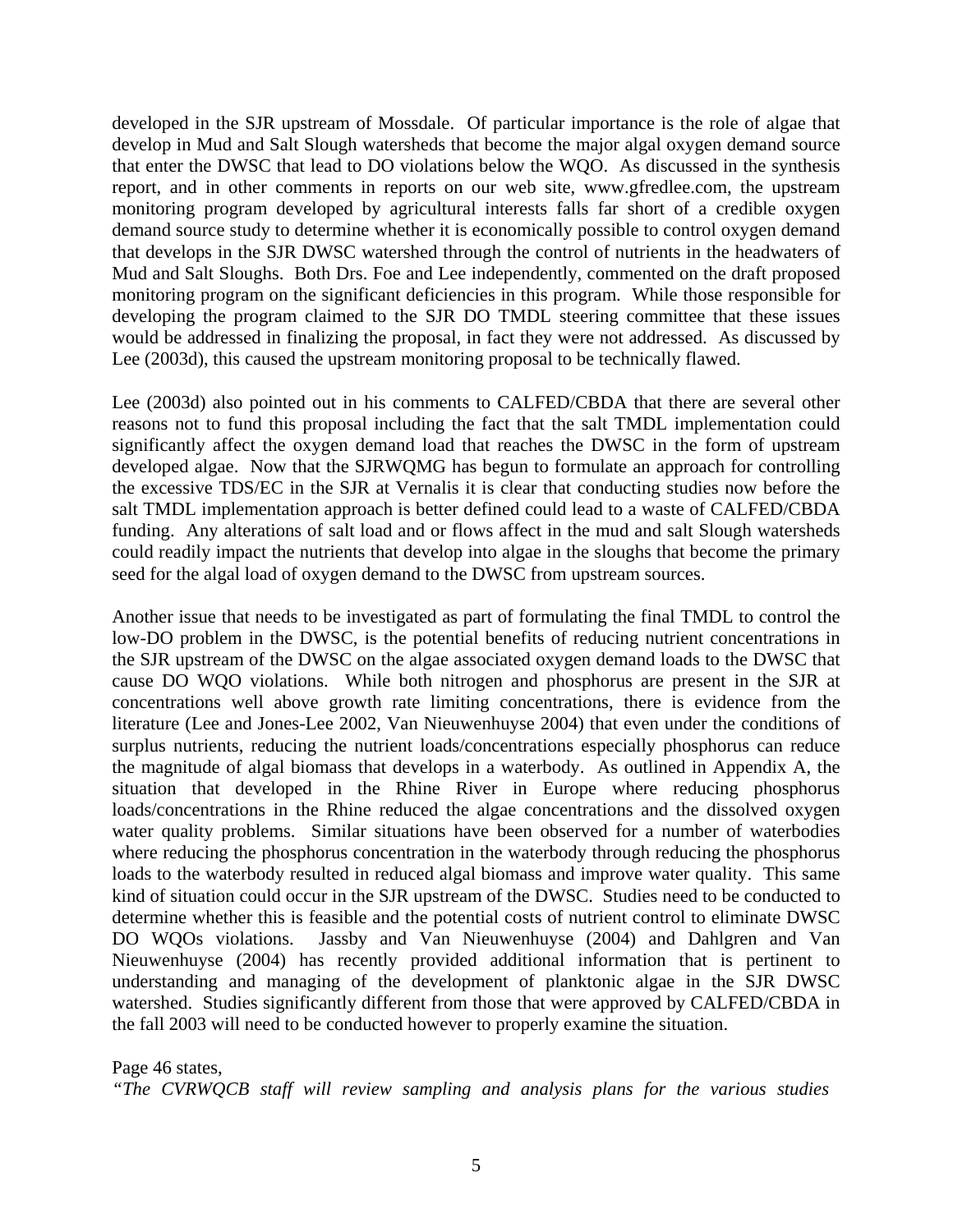developed in the SJR upstream of Mossdale. Of particular importance is the role of algae that develop in Mud and Salt Slough watersheds that become the major algal oxygen demand source that enter the DWSC that lead to DO violations below the WQO. As discussed in the synthesis report, and in other comments in reports on our web site, www.gfredlee.com, the upstream monitoring program developed by agricultural interests falls far short of a credible oxygen demand source study to determine whether it is economically possible to control oxygen demand that develops in the SJR DWSC watershed through the control of nutrients in the headwaters of Mud and Salt Sloughs. Both Drs. Foe and Lee independently, commented on the draft proposed monitoring program on the significant deficiencies in this program. While those responsible for developing the program claimed to the SJR DO TMDL steering committee that these issues would be addressed in finalizing the proposal, in fact they were not addressed. As discussed by Lee (2003d), this caused the upstream monitoring proposal to be technically flawed.

Lee (2003d) also pointed out in his comments to CALFED/CBDA that there are several other reasons not to fund this proposal including the fact that the salt TMDL implementation could significantly affect the oxygen demand load that reaches the DWSC in the form of upstream developed algae. Now that the SJRWQMG has begun to formulate an approach for controlling the excessive TDS/EC in the SJR at Vernalis it is clear that conducting studies now before the salt TMDL implementation approach is better defined could lead to a waste of CALFED/CBDA funding. Any alterations of salt load and or flows affect in the mud and salt Slough watersheds could readily impact the nutrients that develop into algae in the sloughs that become the primary seed for the algal load of oxygen demand to the DWSC from upstream sources.

Another issue that needs to be investigated as part of formulating the final TMDL to control the low-DO problem in the DWSC, is the potential benefits of reducing nutrient concentrations in the SJR upstream of the DWSC on the algae associated oxygen demand loads to the DWSC that cause DO WQO violations. While both nitrogen and phosphorus are present in the SJR at concentrations well above growth rate limiting concentrations, there is evidence from the literature (Lee and Jones-Lee 2002, Van Nieuwenhuyse 2004) that even under the conditions of surplus nutrients, reducing the nutrient loads/concentrations especially phosphorus can reduce the magnitude of algal biomass that develops in a waterbody. As outlined in Appendix A, the situation that developed in the Rhine River in Europe where reducing phosphorus loads/concentrations in the Rhine reduced the algae concentrations and the dissolved oxygen water quality problems. Similar situations have been observed for a number of waterbodies where reducing the phosphorus concentration in the waterbody through reducing the phosphorus loads to the waterbody resulted in reduced algal biomass and improve water quality. This same kind of situation could occur in the SJR upstream of the DWSC. Studies need to be conducted to determine whether this is feasible and the potential costs of nutrient control to eliminate DWSC DO WQOs violations. Jassby and Van Nieuwenhuyse (2004) and Dahlgren and Van Nieuwenhuyse (2004) has recently provided additional information that is pertinent to understanding and managing of the development of planktonic algae in the SJR DWSC watershed. Studies significantly different from those that were approved by CALFED/CBDA in the fall 2003 will need to be conducted however to properly examine the situation.

Page 46 states,

*"The CVRWQCB staff will review sampling and analysis plans for the various studies*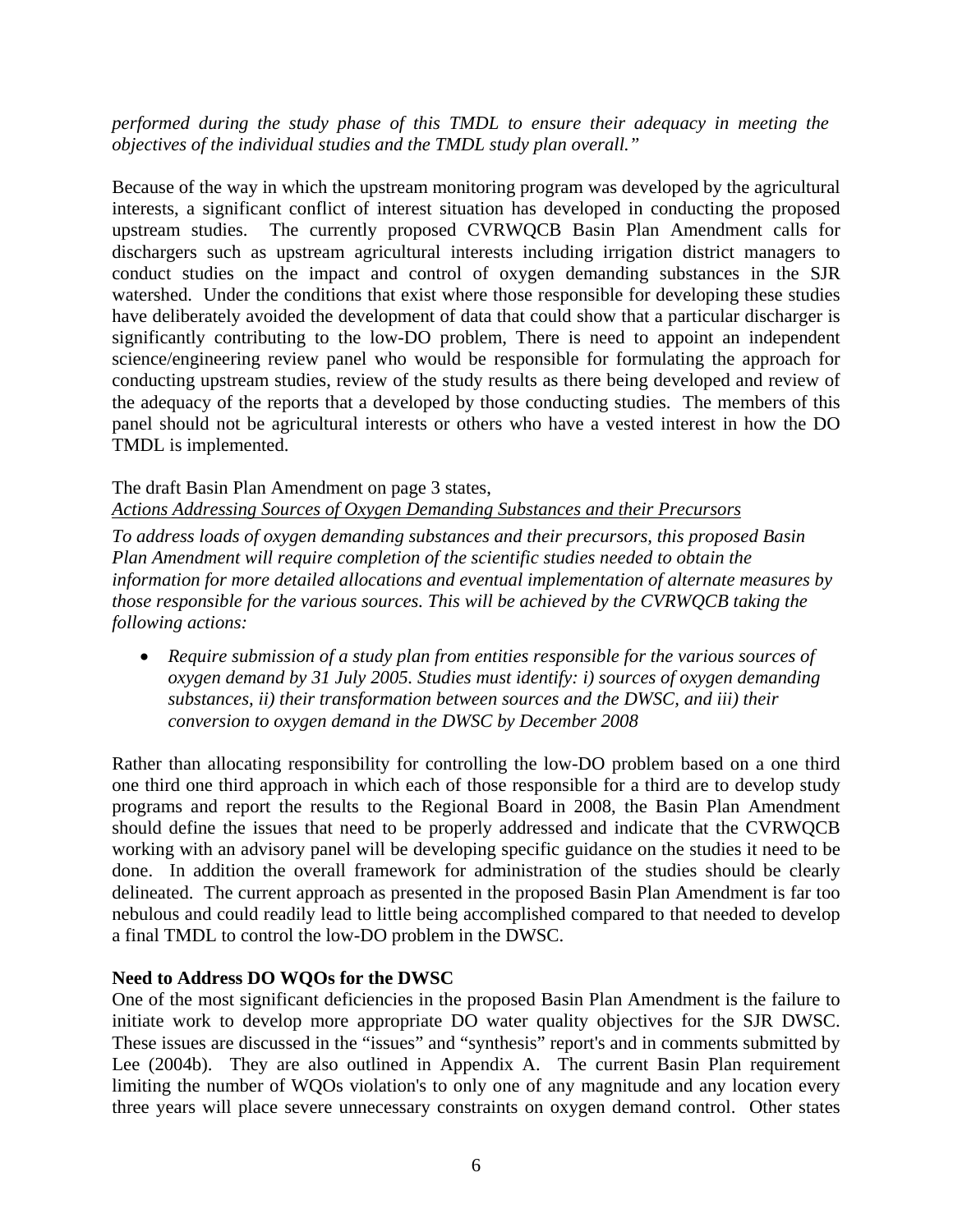*performed during the study phase of this TMDL to ensure their adequacy in meeting the objectives of the individual studies and the TMDL study plan overall."*

Because of the way in which the upstream monitoring program was developed by the agricultural interests, a significant conflict of interest situation has developed in conducting the proposed upstream studies. The currently proposed CVRWQCB Basin Plan Amendment calls for dischargers such as upstream agricultural interests including irrigation district managers to conduct studies on the impact and control of oxygen demanding substances in the SJR watershed. Under the conditions that exist where those responsible for developing these studies have deliberately avoided the development of data that could show that a particular discharger is significantly contributing to the low-DO problem, There is need to appoint an independent science/engineering review panel who would be responsible for formulating the approach for conducting upstream studies, review of the study results as there being developed and review of the adequacy of the reports that a developed by those conducting studies. The members of this panel should not be agricultural interests or others who have a vested interest in how the DO TMDL is implemented.

The draft Basin Plan Amendment on page 3 states,

<u>*Actions Addressing Sources of Oxygen Demanding Substances and their Precursors*</u>

*To address loads of oxygen demanding substances and their precursors, this proposed Basin Plan Amendment will require completion of the scientific studies needed to obtain the information for more detailed allocations and eventual implementation of alternate measures by those responsible for the various sources. This will be achieved by the CVRWQCB taking the following actions:*

- *Require submission of a study plan from entities responsible for the various sources of oxygen demand by 31 July 2005. Studies must identify: i) sources of oxygen demanding substances, ii) their transformation between sources and the DWSC, and iii) their conversion to oxygen demand in the DWSC by December 2008*

Rather than allocating responsibility for controlling the low-DO problem based on a one third one third one third approach in which each of those responsible for a third are to develop study programs and report the results to the Regional Board in 2008, the Basin Plan Amendment should define the issues that need to be properly addressed and indicate that the CVRWQCB working with an advisory panel will be developing specific guidance on the studies it need to be done. In addition the overall framework for administration of the studies should be clearly delineated. The current approach as presented in the proposed Basin Plan Amendment is far too nebulous and could readily lead to little being accomplished compared to that needed to develop a final TMDL to control the low-DO problem in the DWSC.

**Need to Address DO WQOs for the DWSC**

One of the most significant deficiencies in the proposed Basin Plan Amendment is the failure to initiate work to develop more appropriate DO water quality objectives for the SJR DWSC. These issues are discussed in the "issues" and "synthesis" report's and in comments submitted by Lee (2004b). They are also outlined in Appendix A. The current Basin Plan requirement limiting the number of WQOs violation's to only one of any magnitude and any location every three years will place severe unnecessary constraints on oxygen demand control. Other states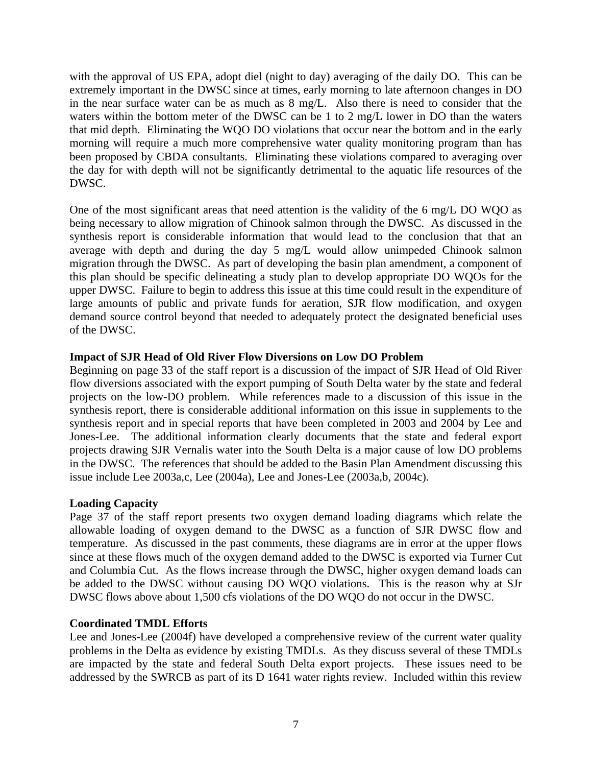with the approval of US EPA, adopt diel (night to day) averaging of the daily DO. This can be extremely important in the DWSC since at times, early morning to late afternoon changes in DO in the near surface water can be as much as 8 mg/L. Also there is need to consider that the waters within the bottom meter of the DWSC can be 1 to 2 mg/L lower in DO than the waters that mid depth. Eliminating the WQO DO violations that occur near the bottom and in the early morning will require a much more comprehensive water quality monitoring program than has been proposed by CBDA consultants. Eliminating these violations compared to averaging over the day for with depth will not be significantly detrimental to the aquatic life resources of the DWSC.

One of the most significant areas that need attention is the validity of the 6 mg/L DO WQO as being necessary to allow migration of Chinook salmon through the DWSC. As discussed in the synthesis report is considerable information that would lead to the conclusion that that an average with depth and during the day 5 mg/L would allow unimpeded Chinook salmon migration through the DWSC. As part of developing the basin plan amendment, a component of this plan should be specific delineating a study plan to develop appropriate DO WQOs for the upper DWSC. Failure to begin to address this issue at this time could result in the expenditure of large amounts of public and private funds for aeration, SJR flow modification, and oxygen demand source control beyond that needed to adequately protect the designated beneficial uses of the DWSC.

**Impact of SJR Head of Old River Flow Diversions on Low DO Problem**

Beginning on page 33 of the staff report is a discussion of the impact of SJR Head of Old River flow diversions associated with the export pumping of South Delta water by the state and federal projects on the low-DO problem. While references made to a discussion of this issue in the synthesis report, there is considerable additional information on this issue in supplements to the synthesis report and in special reports that have been completed in 2003 and 2004 by Lee and Jones-Lee. The additional information clearly documents that the state and federal export projects drawing SJR Vernalis water into the South Delta is a major cause of low DO problems in the DWSC. The references that should be added to the Basin Plan Amendment discussing this issue include Lee 2003a,c, Lee (2004a), Lee and Jones-Lee (2003a,b, 2004c).

**Loading Capacity**

Page 37 of the staff report presents two oxygen demand loading diagrams which relate the allowable loading of oxygen demand to the DWSC as a function of SJR DWSC flow and temperature. As discussed in the past comments, these diagrams are in error at the upper flows since at these flows much of the oxygen demand added to the DWSC is exported via Turner Cut and Columbia Cut. As the flows increase through the DWSC, higher oxygen demand loads can be added to the DWSC without causing DO WQO violations. This is the reason why at SJr DWSC flows above about 1,500 cfs violations of the DO WQO do not occur in the DWSC.

**Coordinated TMDL Efforts**

Lee and Jones-Lee (2004f) have developed a comprehensive review of the current water quality problems in the Delta as evidence by existing TMDLs. As they discuss several of these TMDLs are impacted by the state and federal South Delta export projects. These issues need to be addressed by the SWRCB as part of its D 1641 water rights review. Included within this review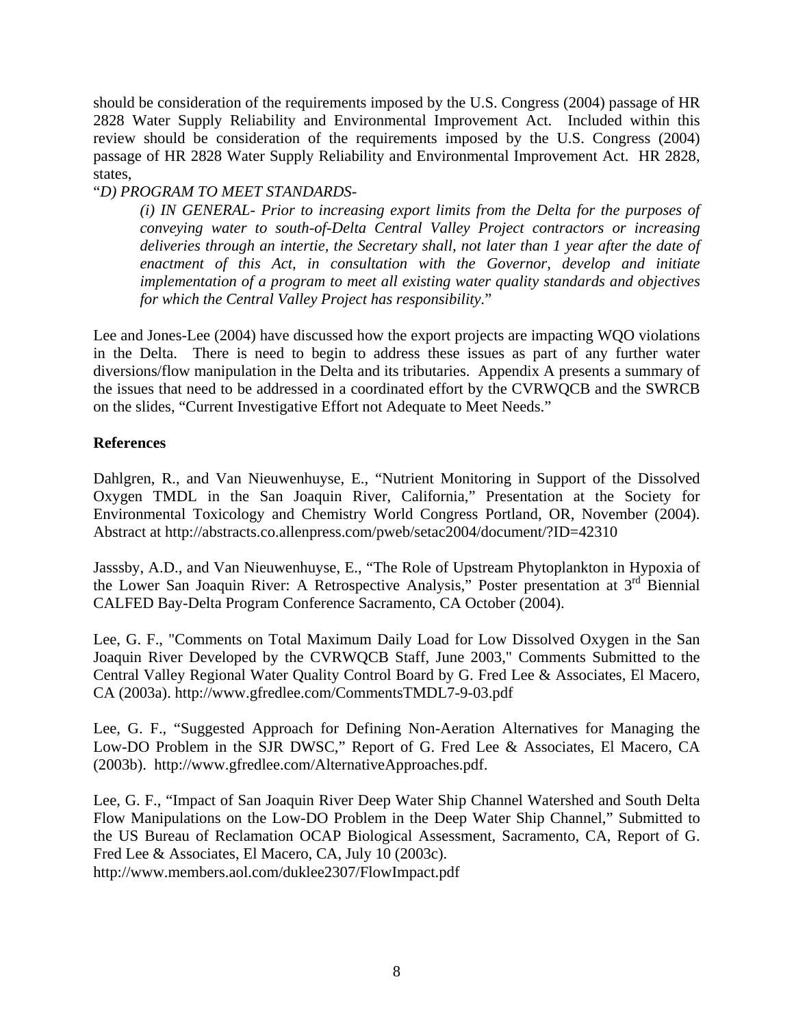should be consideration of the requirements imposed by the U.S. Congress (2004) passage of HR 2828 Water Supply Reliability and Environmental Improvement Act. Included within this review should be consideration of the requirements imposed by the U.S. Congress (2004) passage of HR 2828 Water Supply Reliability and Environmental Improvement Act. HR 2828, states,

"*D) PROGRAM TO MEET STANDARDS-*

> *(i) IN GENERAL- Prior to increasing export limits from the Delta for the purposes of conveying water to south-of-Delta Central Valley Project contractors or increasing deliveries through an intertie, the Secretary shall, not later than 1 year after the date of enactment of this Act, in consultation with the Governor, develop and initiate implementation of a program to meet all existing water quality standards and objectives for which the Central Valley Project has responsibility.*"

Lee and Jones-Lee (2004) have discussed how the export projects are impacting WQO violations in the Delta. There is need to begin to address these issues as part of any further water diversions/flow manipulation in the Delta and its tributaries. Appendix A presents a summary of the issues that need to be addressed in a coordinated effort by the CVRWQCB and the SWRCB on the slides, "Current Investigative Effort not Adequate to Meet Needs."

**References**

Dahlgren, R., and Van Nieuwenhuyse, E., "Nutrient Monitoring in Support of the Dissolved Oxygen TMDL in the San Joaquin River, California," Presentation at the Society for Environmental Toxicology and Chemistry World Congress Portland, OR, November (2004). Abstract at http://abstracts.co.allenpress.com/pweb/setac2004/document/?ID=42310

Jasssby, A.D., and Van Nieuwenhuyse, E., "The Role of Upstream Phytoplankton in Hypoxia of the Lower San Joaquin River: A Retrospective Analysis," Poster presentation at 3rd Biennial CALFED Bay-Delta Program Conference Sacramento, CA October (2004).

Lee, G. F., "Comments on Total Maximum Daily Load for Low Dissolved Oxygen in the San Joaquin River Developed by the CVRWQCB Staff, June 2003," Comments Submitted to the Central Valley Regional Water Quality Control Board by G. Fred Lee & Associates, El Macero, CA (2003a). http://www.gfredlee.com/CommentsTMDL7-9-03.pdf

Lee, G. F., "Suggested Approach for Defining Non-Aeration Alternatives for Managing the Low-DO Problem in the SJR DWSC," Report of G. Fred Lee & Associates, El Macero, CA (2003b). http://www.gfredlee.com/AlternativeApproaches.pdf.

Lee, G. F., "Impact of San Joaquin River Deep Water Ship Channel Watershed and South Delta Flow Manipulations on the Low-DO Problem in the Deep Water Ship Channel," Submitted to the US Bureau of Reclamation OCAP Biological Assessment, Sacramento, CA, Report of G. Fred Lee & Associates, El Macero, CA, July 10 (2003c).
http://www.members.aol.com/duklee2307/FlowImpact.pdf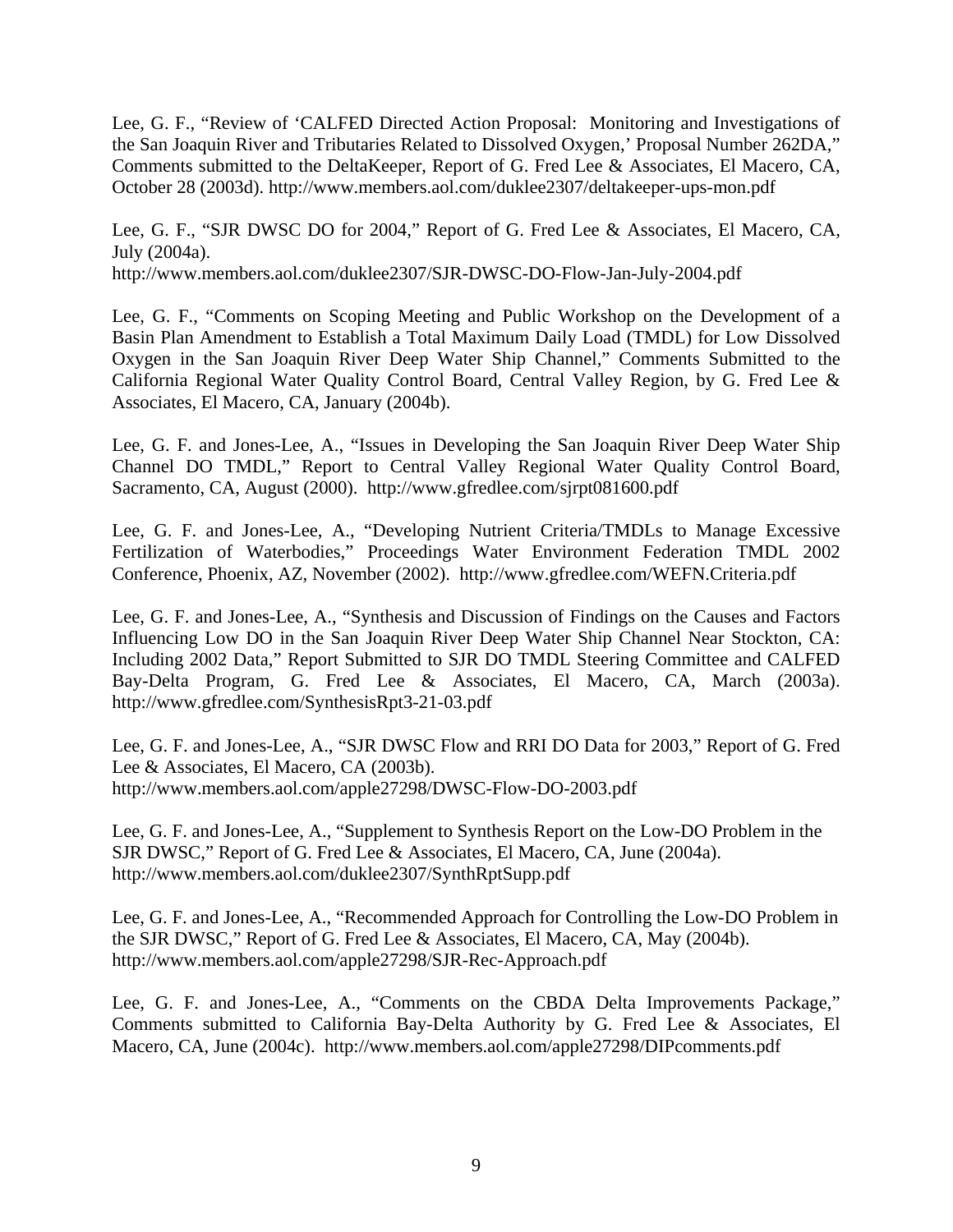Lee, G. F., "Review of 'CALFED Directed Action Proposal: Monitoring and Investigations of the San Joaquin River and Tributaries Related to Dissolved Oxygen,' Proposal Number 262DA," Comments submitted to the DeltaKeeper, Report of G. Fred Lee & Associates, El Macero, CA, October 28 (2003d). http://www.members.aol.com/duklee2307/deltakeeper-ups-mon.pdf

Lee, G. F., "SJR DWSC DO for 2004," Report of G. Fred Lee & Associates, El Macero, CA, July (2004a).
http://www.members.aol.com/duklee2307/SJR-DWSC-DO-Flow-Jan-July-2004.pdf

Lee, G. F., "Comments on Scoping Meeting and Public Workshop on the Development of a Basin Plan Amendment to Establish a Total Maximum Daily Load (TMDL) for Low Dissolved Oxygen in the San Joaquin River Deep Water Ship Channel," Comments Submitted to the California Regional Water Quality Control Board, Central Valley Region, by G. Fred Lee & Associates, El Macero, CA, January (2004b).

Lee, G. F. and Jones-Lee, A., "Issues in Developing the San Joaquin River Deep Water Ship Channel DO TMDL," Report to Central Valley Regional Water Quality Control Board, Sacramento, CA, August (2000). http://www.gfredlee.com/sjrpt081600.pdf

Lee, G. F. and Jones-Lee, A., "Developing Nutrient Criteria/TMDLs to Manage Excessive Fertilization of Waterbodies," Proceedings Water Environment Federation TMDL 2002 Conference, Phoenix, AZ, November (2002). http://www.gfredlee.com/WEFN.Criteria.pdf

Lee, G. F. and Jones-Lee, A., "Synthesis and Discussion of Findings on the Causes and Factors Influencing Low DO in the San Joaquin River Deep Water Ship Channel Near Stockton, CA: Including 2002 Data," Report Submitted to SJR DO TMDL Steering Committee and CALFED Bay-Delta Program, G. Fred Lee & Associates, El Macero, CA, March (2003a). http://www.gfredlee.com/SynthesisRpt3-21-03.pdf

Lee, G. F. and Jones-Lee, A., "SJR DWSC Flow and RRI DO Data for 2003," Report of G. Fred Lee & Associates, El Macero, CA (2003b).
http://www.members.aol.com/apple27298/DWSC-Flow-DO-2003.pdf

Lee, G. F. and Jones-Lee, A., "Supplement to Synthesis Report on the Low-DO Problem in the SJR DWSC," Report of G. Fred Lee & Associates, El Macero, CA, June (2004a).
http://www.members.aol.com/duklee2307/SynthRptSupp.pdf

Lee, G. F. and Jones-Lee, A., "Recommended Approach for Controlling the Low-DO Problem in the SJR DWSC," Report of G. Fred Lee & Associates, El Macero, CA, May (2004b).
http://www.members.aol.com/apple27298/SJR-Rec-Approach.pdf

Lee, G. F. and Jones-Lee, A., "Comments on the CBDA Delta Improvements Package," Comments submitted to California Bay-Delta Authority by G. Fred Lee & Associates, El Macero, CA, June (2004c). http://www.members.aol.com/apple27298/DIPcomments.pdf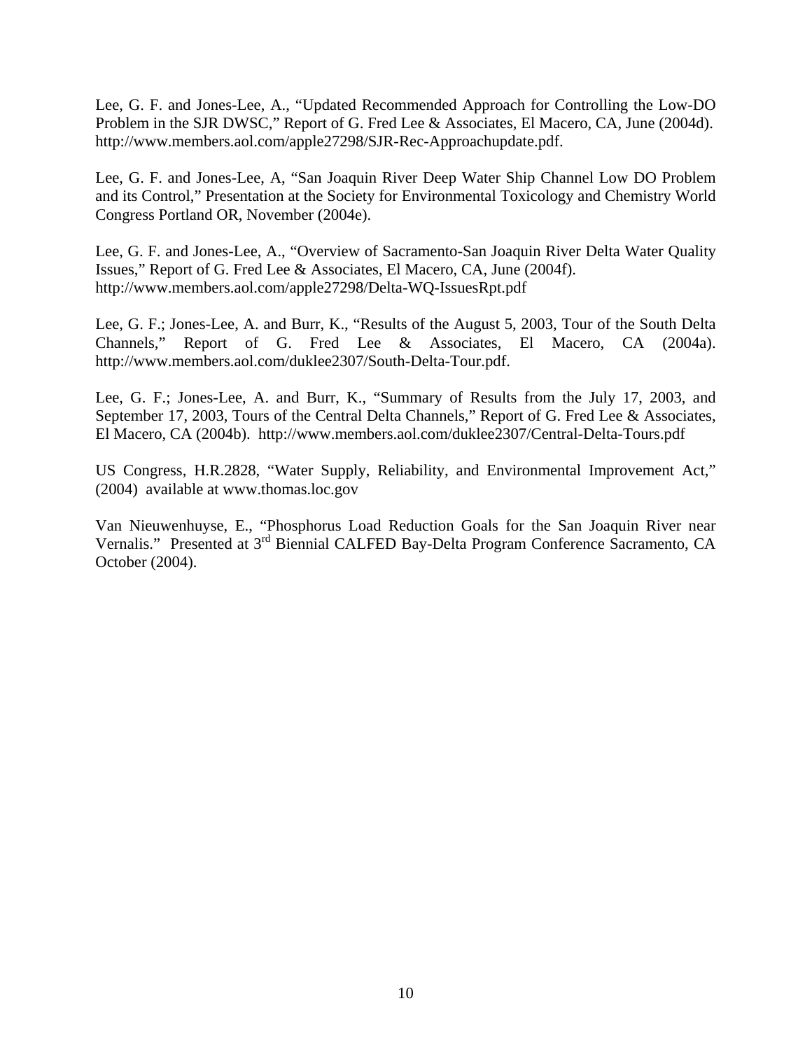Lee, G. F. and Jones-Lee, A., "Updated Recommended Approach for Controlling the Low-DO Problem in the SJR DWSC," Report of G. Fred Lee & Associates, El Macero, CA, June (2004d). http://www.members.aol.com/apple27298/SJR-Rec-Approachupdate.pdf.

Lee, G. F. and Jones-Lee, A, "San Joaquin River Deep Water Ship Channel Low DO Problem and its Control," Presentation at the Society for Environmental Toxicology and Chemistry World Congress Portland OR, November (2004e).

Lee, G. F. and Jones-Lee, A., "Overview of Sacramento-San Joaquin River Delta Water Quality Issues," Report of G. Fred Lee & Associates, El Macero, CA, June (2004f). http://www.members.aol.com/apple27298/Delta-WQ-IssuesRpt.pdf

Lee, G. F.; Jones-Lee, A. and Burr, K., "Results of the August 5, 2003, Tour of the South Delta Channels," Report of G. Fred Lee & Associates, El Macero, CA (2004a). http://www.members.aol.com/duklee2307/South-Delta-Tour.pdf.

Lee, G. F.; Jones-Lee, A. and Burr, K., "Summary of Results from the July 17, 2003, and September 17, 2003, Tours of the Central Delta Channels," Report of G. Fred Lee & Associates, El Macero, CA (2004b). http://www.members.aol.com/duklee2307/Central-Delta-Tours.pdf

US Congress, H.R.2828, "Water Supply, Reliability, and Environmental Improvement Act," (2004) available at www.thomas.loc.gov

Van Nieuwenhuyse, E., "Phosphorus Load Reduction Goals for the San Joaquin River near Vernalis." Presented at 3rd Biennial CALFED Bay-Delta Program Conference Sacramento, CA October (2004).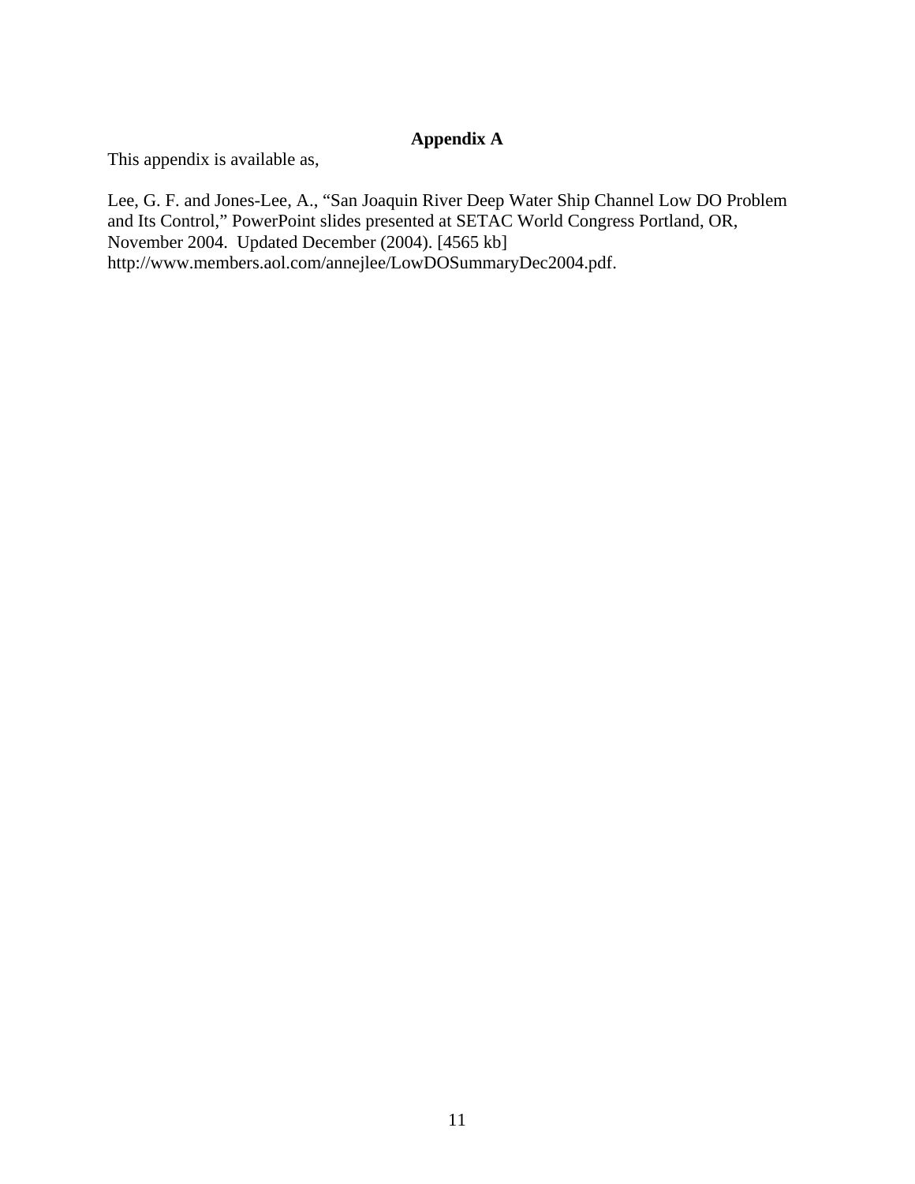**Appendix A**

This appendix is available as,

Lee, G. F. and Jones-Lee, A., "San Joaquin River Deep Water Ship Channel Low DO Problem and Its Control," PowerPoint slides presented at SETAC World Congress Portland, OR, November 2004. Updated December (2004). [4565 kb] http://www.members.aol.com/annejlee/LowDOSummaryDec2004.pdf.